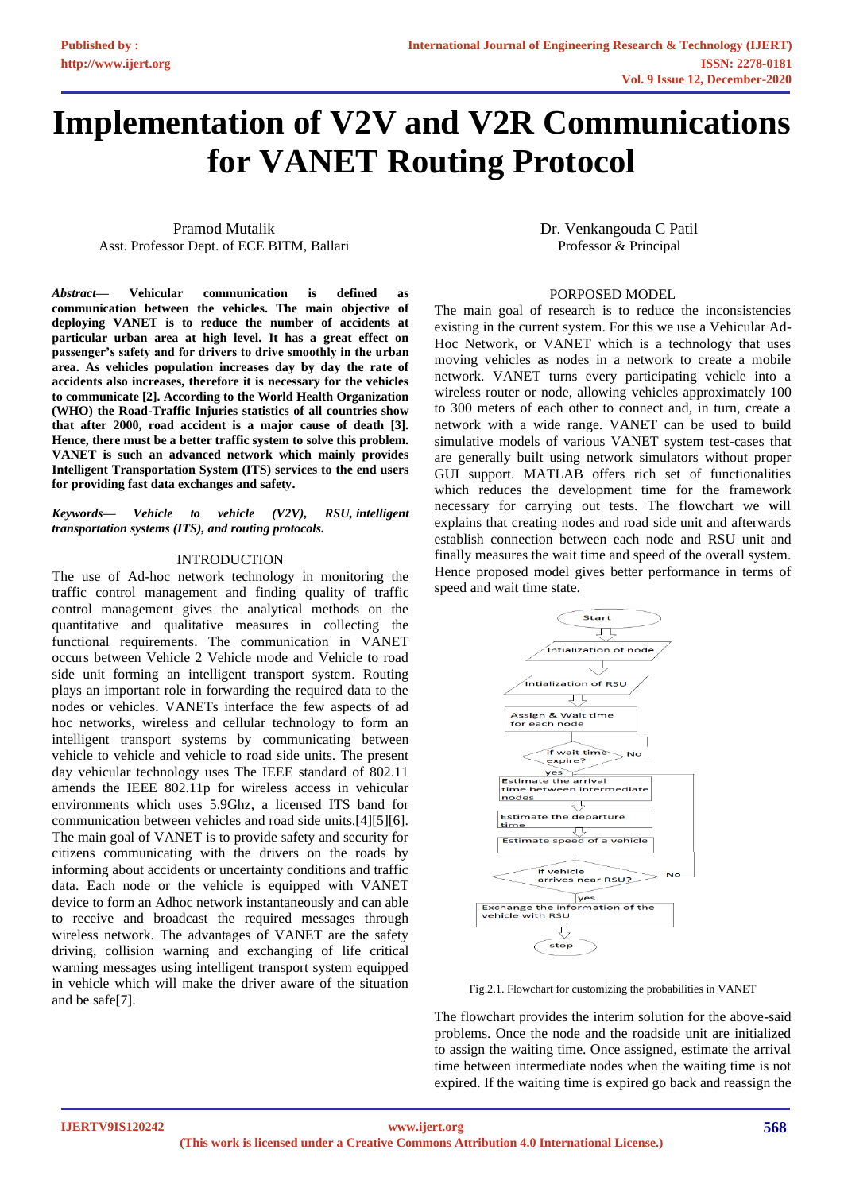# Implementation of V2V and V2R Communications for VANET Routing Protocol

Pramod Mutalik
Asst. Professor Dept. of ECE BITM, Ballari

Dr. Venkangouda C Patil
Professor & Principal

***Abstract*— Vehicular communication is defined as communication between the vehicles. The main objective of deploying VANET is to reduce the number of accidents at particular urban area at high level. It has a great effect on passenger's safety and for drivers to drive smoothly in the urban area. As vehicles population increases day by day the rate of accidents also increases, therefore it is necessary for the vehicles to communicate [2]. According to the World Health Organization (WHO) the Road-Traffic Injuries statistics of all countries show that after 2000, road accident is a major cause of death [3]. Hence, there must be a better traffic system to solve this problem. VANET is such an advanced network which mainly provides Intelligent Transportation System (ITS) services to the end users for providing fast data exchanges and safety.**

***Keywords*— *Vehicle to vehicle (V2V), RSU, intelligent transportation systems (ITS), and routing protocols.***

## INTRODUCTION

The use of Ad-hoc network technology in monitoring the traffic control management and finding quality of traffic control management gives the analytical methods on the quantitative and qualitative measures in collecting the functional requirements. The communication in VANET occurs between Vehicle 2 Vehicle mode and Vehicle to road side unit forming an intelligent transport system. Routing plays an important role in forwarding the required data to the nodes or vehicles. VANETs interface the few aspects of ad hoc networks, wireless and cellular technology to form an intelligent transport systems by communicating between vehicle to vehicle and vehicle to road side units. The present day vehicular technology uses The IEEE standard of 802.11 amends the IEEE 802.11p for wireless access in vehicular environments which uses 5.9Ghz, a licensed ITS band for communication between vehicles and road side units.[4][5][6]. The main goal of VANET is to provide safety and security for citizens communicating with the drivers on the roads by informing about accidents or uncertainty conditions and traffic data. Each node or the vehicle is equipped with VANET device to form an Adhoc network instantaneously and can able to receive and broadcast the required messages through wireless network. The advantages of VANET are the safety driving, collision warning and exchanging of life critical warning messages using intelligent transport system equipped in vehicle which will make the driver aware of the situation and be safe[7].

## PORPOSED MODEL

The main goal of research is to reduce the inconsistencies existing in the current system. For this we use a Vehicular Ad-Hoc Network, or VANET which is a technology that uses moving vehicles as nodes in a network to create a mobile network. VANET turns every participating vehicle into a wireless router or node, allowing vehicles approximately 100 to 300 meters of each other to connect and, in turn, create a network with a wide range. VANET can be used to build simulative models of various VANET system test-cases that are generally built using network simulators without proper GUI support. MATLAB offers rich set of functionalities which reduces the development time for the framework necessary for carrying out tests. The flowchart we will explains that creating nodes and road side unit and afterwards establish connection between each node and RSU unit and finally measures the wait time and speed of the overall system. Hence proposed model gives better performance in terms of speed and wait time state.

Fig.2.1. Flowchart for customizing the probabilities in VANET

The flowchart provides the interim solution for the above-said problems. Once the node and the roadside unit are initialized to assign the waiting time. Once assigned, estimate the arrival time between intermediate nodes when the waiting time is not expired. If the waiting time is expired go back and reassign the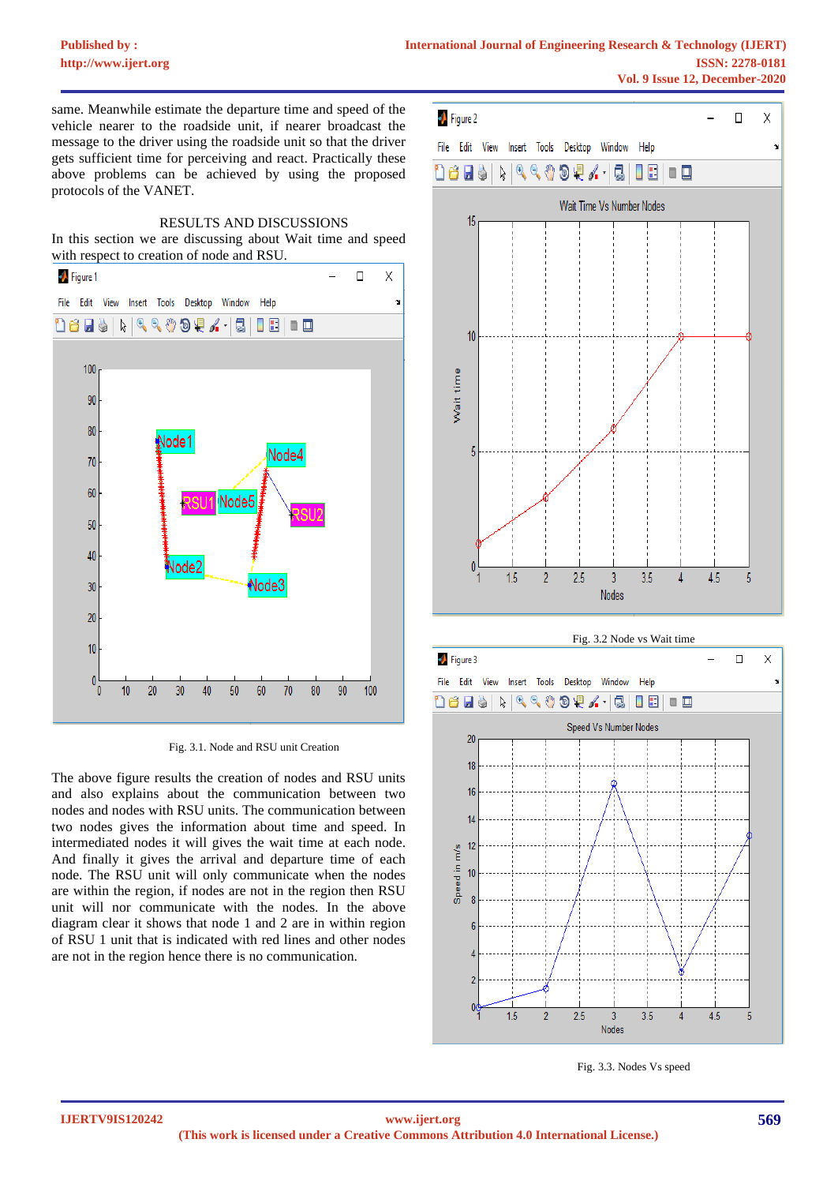same. Meanwhile estimate the departure time and speed of the vehicle nearer to the roadside unit, if nearer broadcast the message to the driver using the roadside unit so that the driver gets sufficient time for perceiving and react. Practically these above problems can be achieved by using the proposed protocols of the VANET.

## RESULTS AND DISCUSSIONS

In this section we are discussing about Wait time and speed with respect to creation of node and RSU.

Fig. 3.1. Node and RSU unit Creation

The above figure results the creation of nodes and RSU units and also explains about the communication between two nodes and nodes with RSU units. The communication between two nodes gives the information about time and speed. In intermediated nodes it will gives the wait time at each node. And finally it gives the arrival and departure time of each node. The RSU unit will only communicate when the nodes are within the region, if nodes are not in the region then RSU unit will nor communicate with the nodes. In the above diagram clear it shows that node 1 and 2 are in within region of RSU 1 unit that is indicated with red lines and other nodes are not in the region hence there is no communication.

Fig. 3.2 Node vs Wait time

Fig. 3.3. Nodes Vs speed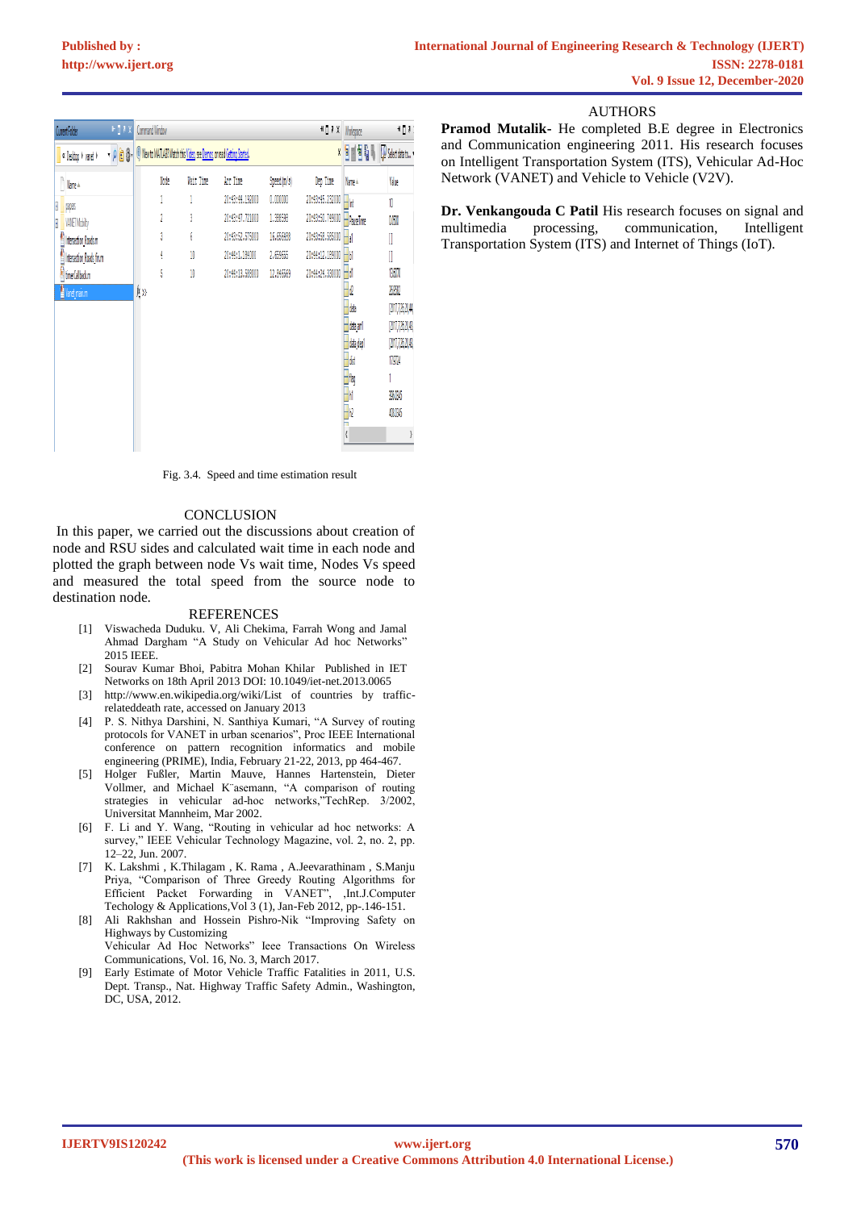Fig. 3.4. Speed and time estimation result

## CONCLUSION

In this paper, we carried out the discussions about creation of node and RSU sides and calculated wait time in each node and plotted the graph between node Vs wait time, Nodes Vs speed and measured the total speed from the source node to destination node.

## REFERENCES

[1] Viswacheda Duduku. V, Ali Chekima, Farrah Wong and Jamal Ahmad Dargham "A Study on Vehicular Ad hoc Networks" 2015 IEEE.

[2] Sourav Kumar Bhoi, Pabitra Mohan Khilar Published in IET Networks on 18th April 2013 DOI: 10.1049/iet-net.2013.0065

[3] http://www.en.wikipedia.org/wiki/List of countries by traffic-relateddeath rate, accessed on January 2013

[4] P. S. Nithya Darshini, N. Santhiya Kumari, "A Survey of routing protocols for VANET in urban scenarios", Proc IEEE International conference on pattern recognition informatics and mobile engineering (PRIME), India, February 21-22, 2013, pp 464-467.

[5] Holger Fußler, Martin Mauve, Hannes Hartenstein, Dieter Vollmer, and Michael K¨asemann, "A comparison of routing strategies in vehicular ad-hoc networks,"TechRep. 3/2002, Universitat Mannheim, Mar 2002.

[6] F. Li and Y. Wang, "Routing in vehicular ad hoc networks: A survey," IEEE Vehicular Technology Magazine, vol. 2, no. 2, pp. 12–22, Jun. 2007.

[7] K. Lakshmi , K.Thilagam , K. Rama , A.Jeevarathinam , S.Manju Priya, "Comparison of Three Greedy Routing Algorithms for Efficient Packet Forwarding in VANET", ,Int.J.Computer Techology & Applications,Vol 3 (1), Jan-Feb 2012, pp-.146-151.

[8] Ali Rakhshan and Hossein Pishro-Nik "Improving Safety on Highways by Customizing Vehicular Ad Hoc Networks" Ieee Transactions On Wireless Communications, Vol. 16, No. 3, March 2017.

[9] Early Estimate of Motor Vehicle Traffic Fatalities in 2011, U.S. Dept. Transp., Nat. Highway Traffic Safety Admin., Washington, DC, USA, 2012.

## AUTHORS

**Pramod Mutalik-** He completed B.E degree in Electronics and Communication engineering 2011. His research focuses on Intelligent Transportation System (ITS), Vehicular Ad-Hoc Network (VANET) and Vehicle to Vehicle (V2V).

**Dr. Venkangouda C Patil** His research focuses on signal and multimedia processing, communication, Intelligent Transportation System (ITS) and Internet of Things (IoT).